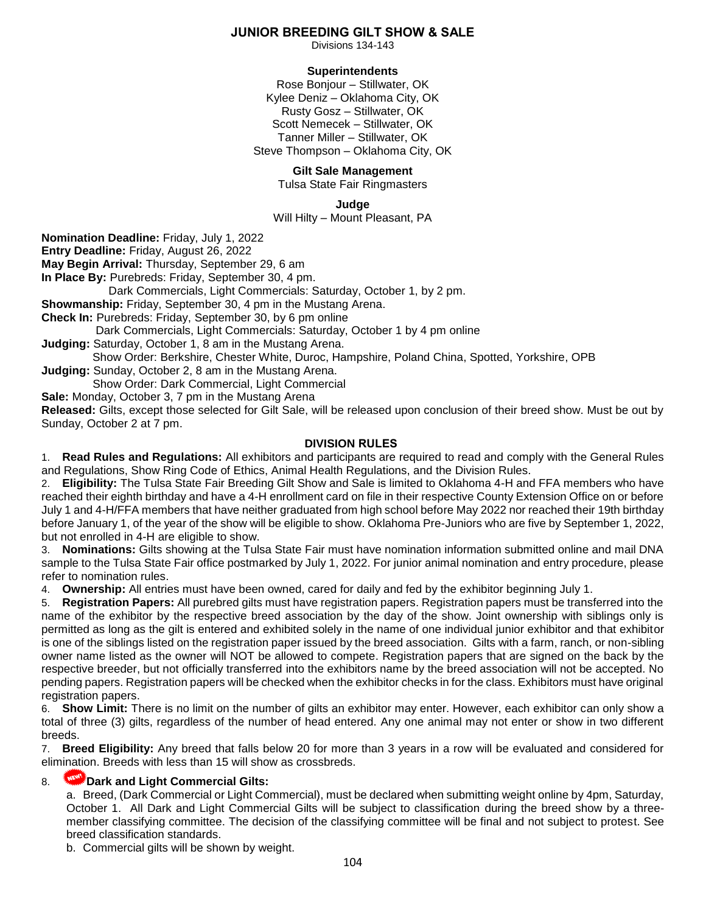# JUNIOR BREEDING GILT SHOW & SALE

Divisions 134-143

**Superintendents**

Rose Bonjour – Stillwater, OK
Kylee Deniz – Oklahoma City, OK
Rusty Gosz – Stillwater, OK
Scott Nemecek – Stillwater, OK
Tanner Miller – Stillwater, OK
Steve Thompson – Oklahoma City, OK

**Gilt Sale Management**

Tulsa State Fair Ringmasters

**Judge**

Will Hilty – Mount Pleasant, PA

**Nomination Deadline:** Friday, July 1, 2022
**Entry Deadline:** Friday, August 26, 2022
**May Begin Arrival:** Thursday, September 29, 6 am
**In Place By:** Purebreds: Friday, September 30, 4 pm.
Dark Commercials, Light Commercials: Saturday, October 1, by 2 pm.
**Showmanship:** Friday, September 30, 4 pm in the Mustang Arena.
**Check In:** Purebreds: Friday, September 30, by 6 pm online
Dark Commercials, Light Commercials: Saturday, October 1 by 4 pm online
**Judging:** Saturday, October 1, 8 am in the Mustang Arena.
Show Order: Berkshire, Chester White, Duroc, Hampshire, Poland China, Spotted, Yorkshire, OPB
**Judging:** Sunday, October 2, 8 am in the Mustang Arena.
Show Order: Dark Commercial, Light Commercial
**Sale:** Monday, October 3, 7 pm in the Mustang Arena
**Released:** Gilts, except those selected for Gilt Sale, will be released upon conclusion of their breed show. Must be out by Sunday, October 2 at 7 pm.

## DIVISION RULES

1. **Read Rules and Regulations:** All exhibitors and participants are required to read and comply with the General Rules and Regulations, Show Ring Code of Ethics, Animal Health Regulations, and the Division Rules.
2. **Eligibility:** The Tulsa State Fair Breeding Gilt Show and Sale is limited to Oklahoma 4-H and FFA members who have reached their eighth birthday and have a 4-H enrollment card on file in their respective County Extension Office on or before July 1 and 4-H/FFA members that have neither graduated from high school before May 2022 nor reached their 19th birthday before January 1, of the year of the show will be eligible to show. Oklahoma Pre-Juniors who are five by September 1, 2022, but not enrolled in 4-H are eligible to show.
3. **Nominations:** Gilts showing at the Tulsa State Fair must have nomination information submitted online and mail DNA sample to the Tulsa State Fair office postmarked by July 1, 2022. For junior animal nomination and entry procedure, please refer to nomination rules.
4. **Ownership:** All entries must have been owned, cared for daily and fed by the exhibitor beginning July 1.
5. **Registration Papers:** All purebred gilts must have registration papers. Registration papers must be transferred into the name of the exhibitor by the respective breed association by the day of the show. Joint ownership with siblings only is permitted as long as the gilt is entered and exhibited solely in the name of one individual junior exhibitor and that exhibitor is one of the siblings listed on the registration paper issued by the breed association. Gilts with a farm, ranch, or non-sibling owner name listed as the owner will NOT be allowed to compete. Registration papers that are signed on the back by the respective breeder, but not officially transferred into the exhibitors name by the breed association will not be accepted. No pending papers. Registration papers will be checked when the exhibitor checks in for the class. Exhibitors must have original registration papers.
6. **Show Limit:** There is no limit on the number of gilts an exhibitor may enter. However, each exhibitor can only show a total of three (3) gilts, regardless of the number of head entered. Any one animal may not enter or show in two different breeds.
7. **Breed Eligibility:** Any breed that falls below 20 for more than 3 years in a row will be evaluated and considered for elimination. Breeds with less than 15 will show as crossbreds.
8. NEW! **Dark and Light Commercial Gilts:**
   a. Breed, (Dark Commercial or Light Commercial), must be declared when submitting weight online by 4pm, Saturday, October 1. All Dark and Light Commercial Gilts will be subject to classification during the breed show by a three-member classifying committee. The decision of the classifying committee will be final and not subject to protest. See breed classification standards.
   b. Commercial gilts will be shown by weight.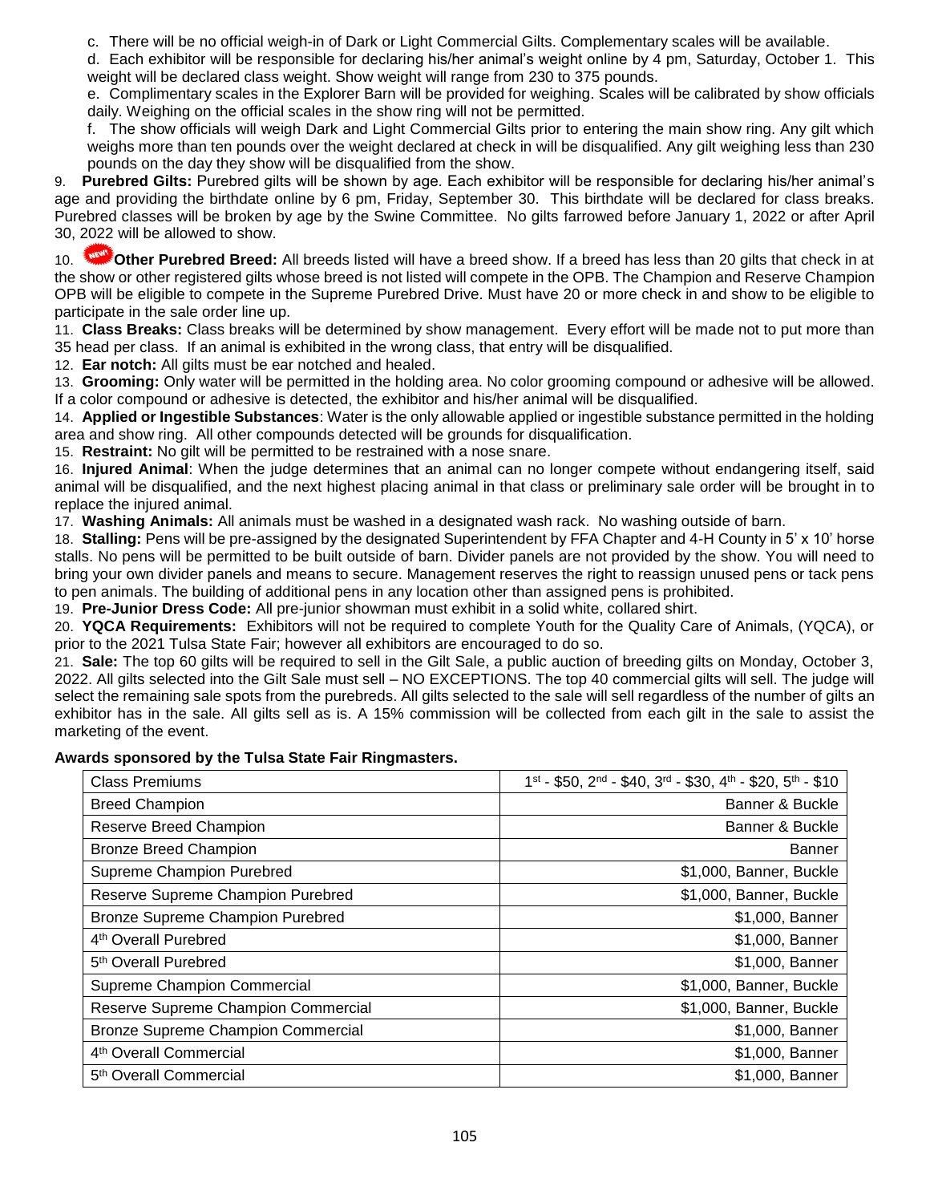c. There will be no official weigh-in of Dark or Light Commercial Gilts. Complementary scales will be available.

d. Each exhibitor will be responsible for declaring his/her animal's weight online by 4 pm, Saturday, October 1. This weight will be declared class weight. Show weight will range from 230 to 375 pounds.

e. Complimentary scales in the Explorer Barn will be provided for weighing. Scales will be calibrated by show officials daily. Weighing on the official scales in the show ring will not be permitted.

f. The show officials will weigh Dark and Light Commercial Gilts prior to entering the main show ring. Any gilt which weighs more than ten pounds over the weight declared at check in will be disqualified. Any gilt weighing less than 230 pounds on the day they show will be disqualified from the show.

9. **Purebred Gilts:** Purebred gilts will be shown by age. Each exhibitor will be responsible for declaring his/her animal's age and providing the birthdate online by 6 pm, Friday, September 30. This birthdate will be declared for class breaks. Purebred classes will be broken by age by the Swine Committee. No gilts farrowed before January 1, 2022 or after April 30, 2022 will be allowed to show.

10. NEW! **Other Purebred Breed:** All breeds listed will have a breed show. If a breed has less than 20 gilts that check in at the show or other registered gilts whose breed is not listed will compete in the OPB. The Champion and Reserve Champion OPB will be eligible to compete in the Supreme Purebred Drive. Must have 20 or more check in and show to be eligible to participate in the sale order line up.

11. **Class Breaks:** Class breaks will be determined by show management. Every effort will be made not to put more than 35 head per class. If an animal is exhibited in the wrong class, that entry will be disqualified.

12. **Ear notch:** All gilts must be ear notched and healed.

13. **Grooming:** Only water will be permitted in the holding area. No color grooming compound or adhesive will be allowed. If a color compound or adhesive is detected, the exhibitor and his/her animal will be disqualified.

14. **Applied or Ingestible Substances**: Water is the only allowable applied or ingestible substance permitted in the holding area and show ring. All other compounds detected will be grounds for disqualification.

15. **Restraint:** No gilt will be permitted to be restrained with a nose snare.

16. **Injured Animal**: When the judge determines that an animal can no longer compete without endangering itself, said animal will be disqualified, and the next highest placing animal in that class or preliminary sale order will be brought in to replace the injured animal.

17. **Washing Animals:** All animals must be washed in a designated wash rack. No washing outside of barn.

18. **Stalling:** Pens will be pre-assigned by the designated Superintendent by FFA Chapter and 4-H County in 5' x 10' horse stalls. No pens will be permitted to be built outside of barn. Divider panels are not provided by the show. You will need to bring your own divider panels and means to secure. Management reserves the right to reassign unused pens or tack pens to pen animals. The building of additional pens in any location other than assigned pens is prohibited.

19. **Pre-Junior Dress Code:** All pre-junior showman must exhibit in a solid white, collared shirt.

20. **YQCA Requirements:** Exhibitors will not be required to complete Youth for the Quality Care of Animals, (YQCA), or prior to the 2021 Tulsa State Fair; however all exhibitors are encouraged to do so.

21. **Sale:** The top 60 gilts will be required to sell in the Gilt Sale, a public auction of breeding gilts on Monday, October 3, 2022. All gilts selected into the Gilt Sale must sell – NO EXCEPTIONS. The top 40 commercial gilts will sell. The judge will select the remaining sale spots from the purebreds. All gilts selected to the sale will sell regardless of the number of gilts an exhibitor has in the sale. All gilts sell as is. A 15% commission will be collected from each gilt in the sale to assist the marketing of the event.

**Awards sponsored by the Tulsa State Fair Ringmasters.**

| Class Premiums | 1st - \$50, 2nd - \$40, 3rd - \$30, 4th - \$20, 5th - \$10 |
|---|---|
| Breed Champion | Banner & Buckle |
| Reserve Breed Champion | Banner & Buckle |
| Bronze Breed Champion | Banner |
| Supreme Champion Purebred | \$1,000, Banner, Buckle |
| Reserve Supreme Champion Purebred | \$1,000, Banner, Buckle |
| Bronze Supreme Champion Purebred | \$1,000, Banner |
| 4th Overall Purebred | \$1,000, Banner |
| 5th Overall Purebred | \$1,000, Banner |
| Supreme Champion Commercial | \$1,000, Banner, Buckle |
| Reserve Supreme Champion Commercial | \$1,000, Banner, Buckle |
| Bronze Supreme Champion Commercial | \$1,000, Banner |
| 4th Overall Commercial | \$1,000, Banner |
| 5th Overall Commercial | \$1,000, Banner |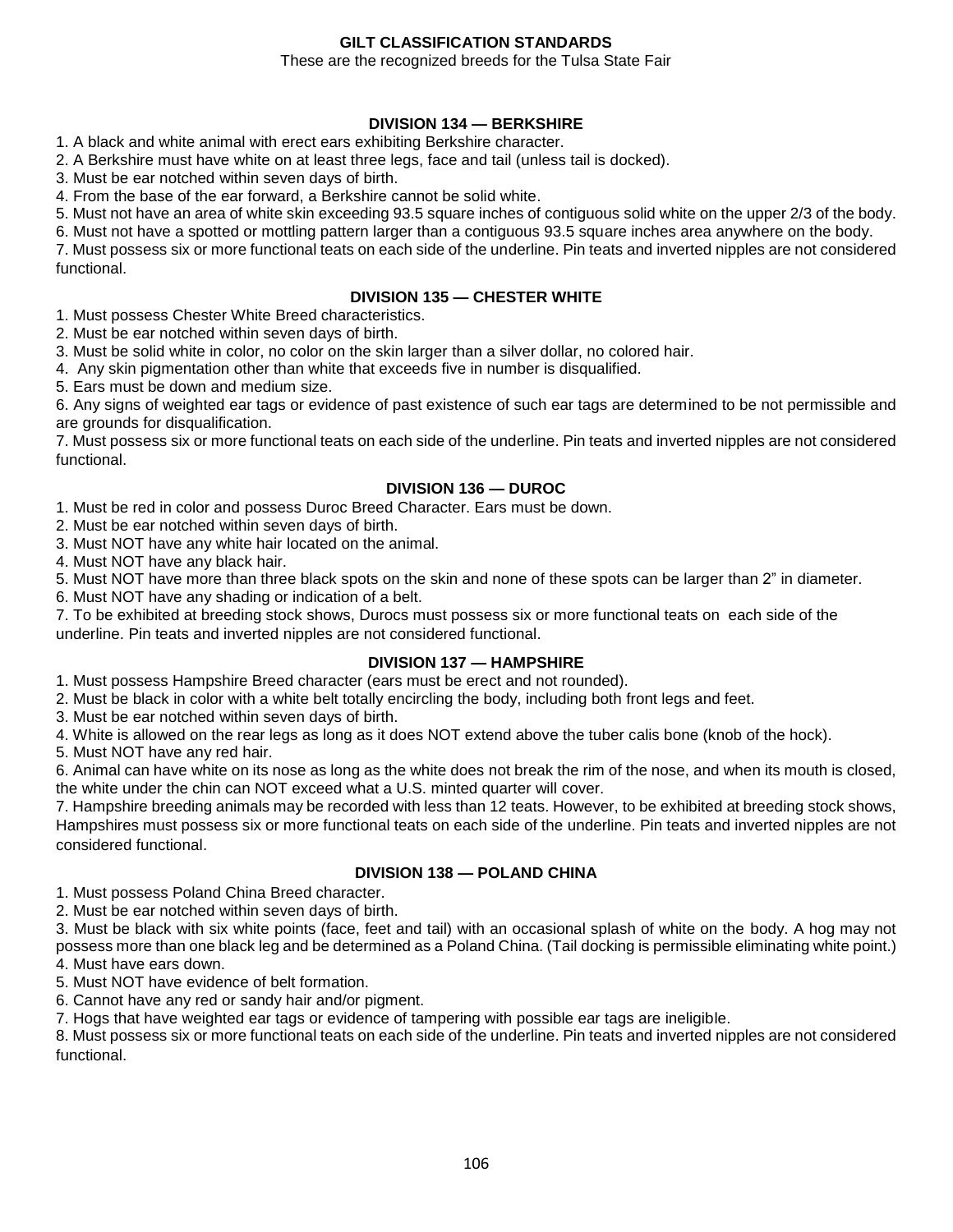# GILT CLASSIFICATION STANDARDS

These are the recognized breeds for the Tulsa State Fair

## DIVISION 134 — BERKSHIRE

1. A black and white animal with erect ears exhibiting Berkshire character.
2. A Berkshire must have white on at least three legs, face and tail (unless tail is docked).
3. Must be ear notched within seven days of birth.
4. From the base of the ear forward, a Berkshire cannot be solid white.
5. Must not have an area of white skin exceeding 93.5 square inches of contiguous solid white on the upper 2/3 of the body.
6. Must not have a spotted or mottling pattern larger than a contiguous 93.5 square inches area anywhere on the body.
7. Must possess six or more functional teats on each side of the underline. Pin teats and inverted nipples are not considered functional.

## DIVISION 135 — CHESTER WHITE

1. Must possess Chester White Breed characteristics.
2. Must be ear notched within seven days of birth.
3. Must be solid white in color, no color on the skin larger than a silver dollar, no colored hair.
4. Any skin pigmentation other than white that exceeds five in number is disqualified.
5. Ears must be down and medium size.
6. Any signs of weighted ear tags or evidence of past existence of such ear tags are determined to be not permissible and are grounds for disqualification.
7. Must possess six or more functional teats on each side of the underline. Pin teats and inverted nipples are not considered functional.

## DIVISION 136 — DUROC

1. Must be red in color and possess Duroc Breed Character. Ears must be down.
2. Must be ear notched within seven days of birth.
3. Must NOT have any white hair located on the animal.
4. Must NOT have any black hair.
5. Must NOT have more than three black spots on the skin and none of these spots can be larger than 2" in diameter.
6. Must NOT have any shading or indication of a belt.
7. To be exhibited at breeding stock shows, Durocs must possess six or more functional teats on each side of the underline. Pin teats and inverted nipples are not considered functional.

## DIVISION 137 — HAMPSHIRE

1. Must possess Hampshire Breed character (ears must be erect and not rounded).
2. Must be black in color with a white belt totally encircling the body, including both front legs and feet.
3. Must be ear notched within seven days of birth.
4. White is allowed on the rear legs as long as it does NOT extend above the tuber calis bone (knob of the hock).
5. Must NOT have any red hair.
6. Animal can have white on its nose as long as the white does not break the rim of the nose, and when its mouth is closed, the white under the chin can NOT exceed what a U.S. minted quarter will cover.
7. Hampshire breeding animals may be recorded with less than 12 teats. However, to be exhibited at breeding stock shows, Hampshires must possess six or more functional teats on each side of the underline. Pin teats and inverted nipples are not considered functional.

## DIVISION 138 — POLAND CHINA

1. Must possess Poland China Breed character.
2. Must be ear notched within seven days of birth.
3. Must be black with six white points (face, feet and tail) with an occasional splash of white on the body. A hog may not possess more than one black leg and be determined as a Poland China. (Tail docking is permissible eliminating white point.)
4. Must have ears down.
5. Must NOT have evidence of belt formation.
6. Cannot have any red or sandy hair and/or pigment.
7. Hogs that have weighted ear tags or evidence of tampering with possible ear tags are ineligible.
8. Must possess six or more functional teats on each side of the underline. Pin teats and inverted nipples are not considered functional.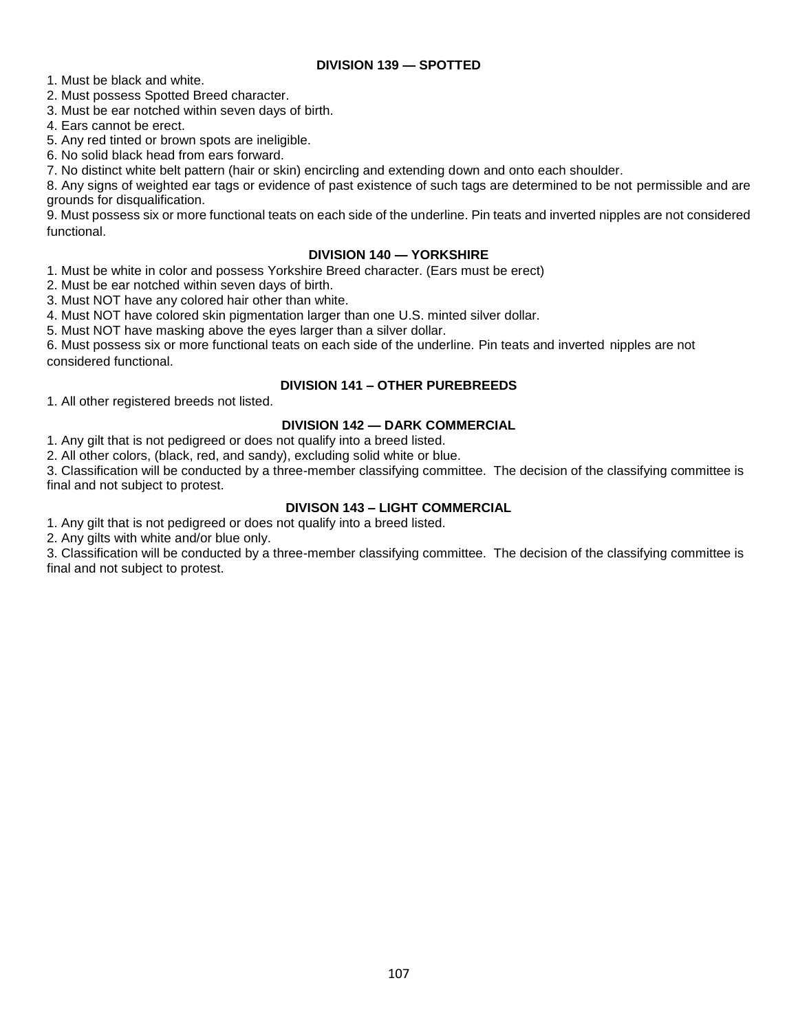**DIVISION 139 — SPOTTED**

1. Must be black and white.
2. Must possess Spotted Breed character.
3. Must be ear notched within seven days of birth.
4. Ears cannot be erect.
5. Any red tinted or brown spots are ineligible.
6. No solid black head from ears forward.
7. No distinct white belt pattern (hair or skin) encircling and extending down and onto each shoulder.
8. Any signs of weighted ear tags or evidence of past existence of such tags are determined to be not permissible and are grounds for disqualification.
9. Must possess six or more functional teats on each side of the underline. Pin teats and inverted nipples are not considered functional.

**DIVISION 140 — YORKSHIRE**

1. Must be white in color and possess Yorkshire Breed character. (Ears must be erect)
2. Must be ear notched within seven days of birth.
3. Must NOT have any colored hair other than white.
4. Must NOT have colored skin pigmentation larger than one U.S. minted silver dollar.
5. Must NOT have masking above the eyes larger than a silver dollar.
6. Must possess six or more functional teats on each side of the underline. Pin teats and inverted nipples are not considered functional.

**DIVISION 141 – OTHER PUREBREEDS**

1. All other registered breeds not listed.

**DIVISION 142 — DARK COMMERCIAL**

1. Any gilt that is not pedigreed or does not qualify into a breed listed.
2. All other colors, (black, red, and sandy), excluding solid white or blue.
3. Classification will be conducted by a three-member classifying committee. The decision of the classifying committee is final and not subject to protest.

**DIVISON 143 – LIGHT COMMERCIAL**

1. Any gilt that is not pedigreed or does not qualify into a breed listed.
2. Any gilts with white and/or blue only.
3. Classification will be conducted by a three-member classifying committee. The decision of the classifying committee is final and not subject to protest.